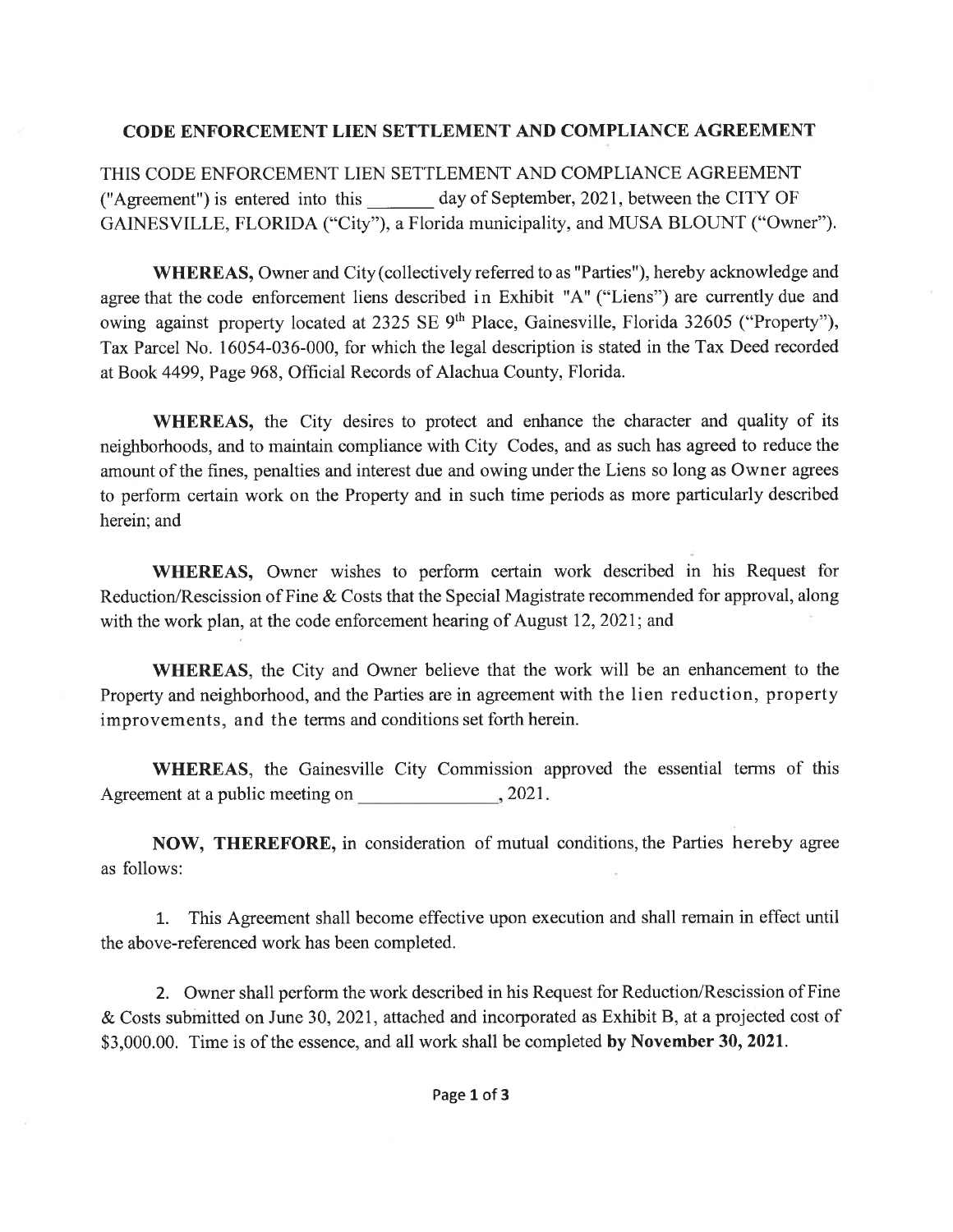## CODE ENFORCEMENT LIEN SETTLEMENT AND COMPLIANCE AGREEMENT

THIS CODE ENFORCEMENT LIEN SETTLEMENT AND COMPLIANCE AGREEMENT ("Agreement") is entered into this _______ day of September, 2021, between the CITY OF GAINESVILLE, FLORIDA ("City"), a Florida municipality, and MUSA BLOUNT ("Owner").

**WHEREAS,** Owner and City (collectively referred to as "Parties"), hereby acknowledge and agree that the code enforcement liens described in Exhibit "A" ("Liens") are currently due and owing against property located at 2325 SE 9th Place, Gainesville, Florida 32605 ("Property"), Tax Parcel No. 16054-036-000, for which the legal description is stated in the Tax Deed recorded at Book 4499, Page 968, Official Records of Alachua County, Florida.

**WHEREAS,** the City desires to protect and enhance the character and quality of its neighborhoods, and to maintain compliance with City Codes, and as such has agreed to reduce the amount of the fines, penalties and interest due and owing under the Liens so long as Owner agrees to perform certain work on the Property and in such time periods as more particularly described herein; and

**WHEREAS,** Owner wishes to perform certain work described in his Request for Reduction/Rescission of Fine & Costs that the Special Magistrate recommended for approval, along with the work plan, at the code enforcement hearing of August 12, 2021; and

**WHEREAS,** the City and Owner believe that the work will be an enhancement to the Property and neighborhood, and the Parties are in agreement with the lien reduction, property improvements, and the terms and conditions set forth herein.

**WHEREAS,** the Gainesville City Commission approved the essential terms of this Agreement at a public meeting on _______________, 2021.

**NOW, THEREFORE,** in consideration of mutual conditions, the Parties hereby agree as follows:

1. This Agreement shall become effective upon execution and shall remain in effect until the above-referenced work has been completed.

2. Owner shall perform the work described in his Request for Reduction/Rescission of Fine & Costs submitted on June 30, 2021, attached and incorporated as Exhibit B, at a projected cost of $3,000.00. Time is of the essence, and all work shall be completed **by November 30, 2021.**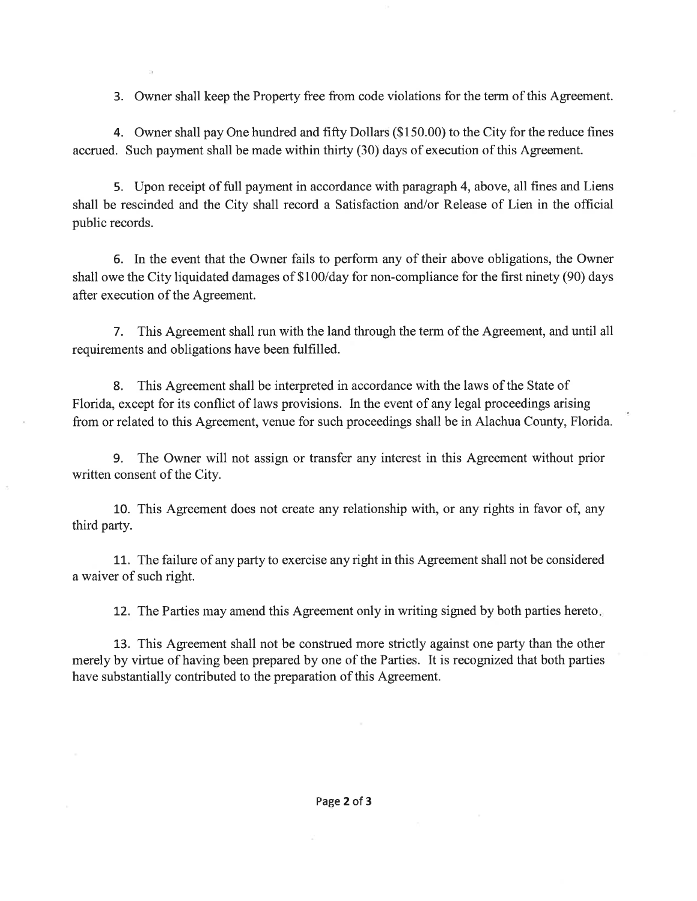3. Owner shall keep the Property free from code violations for the term of this Agreement.

4. Owner shall pay One hundred and fifty Dollars ($150.00) to the City for the reduce fines accrued. Such payment shall be made within thirty (30) days of execution of this Agreement.

5. Upon receipt of full payment in accordance with paragraph 4, above, all fines and Liens shall be rescinded and the City shall record a Satisfaction and/or Release of Lien in the official public records.

6. In the event that the Owner fails to perform any of their above obligations, the Owner shall owe the City liquidated damages of $100/day for non-compliance for the first ninety (90) days after execution of the Agreement.

7. This Agreement shall run with the land through the term of the Agreement, and until all requirements and obligations have been fulfilled.

8. This Agreement shall be interpreted in accordance with the laws of the State of Florida, except for its conflict of laws provisions. In the event of any legal proceedings arising from or related to this Agreement, venue for such proceedings shall be in Alachua County, Florida.

9. The Owner will not assign or transfer any interest in this Agreement without prior written consent of the City.

10. This Agreement does not create any relationship with, or any rights in favor of, any third party.

11. The failure of any party to exercise any right in this Agreement shall not be considered a waiver of such right.

12. The Parties may amend this Agreement only in writing signed by both parties hereto.

13. This Agreement shall not be construed more strictly against one party than the other merely by virtue of having been prepared by one of the Parties. It is recognized that both parties have substantially contributed to the preparation of this Agreement.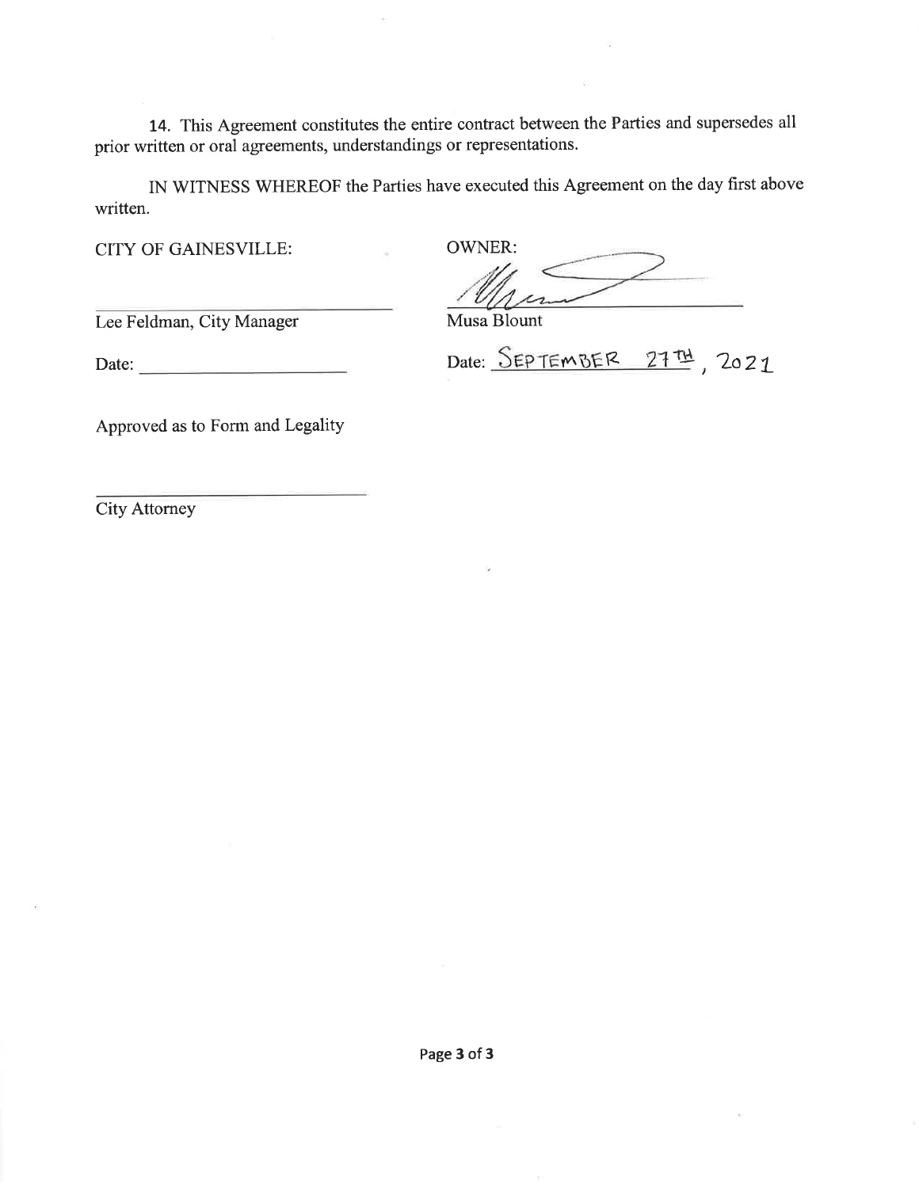14. This Agreement constitutes the entire contract between the Parties and supersedes all prior written or oral agreements, understandings or representations.

IN WITNESS WHEREOF the Parties have executed this Agreement on the day first above written.

CITY OF GAINESVILLE:

_______________________________
Lee Feldman, City Manager

Date: ____________________

OWNER:

_______________________________
Musa Blount

Date: SEPTEMBER 27TH, 2021

Approved as to Form and Legality

_______________________________
City Attorney